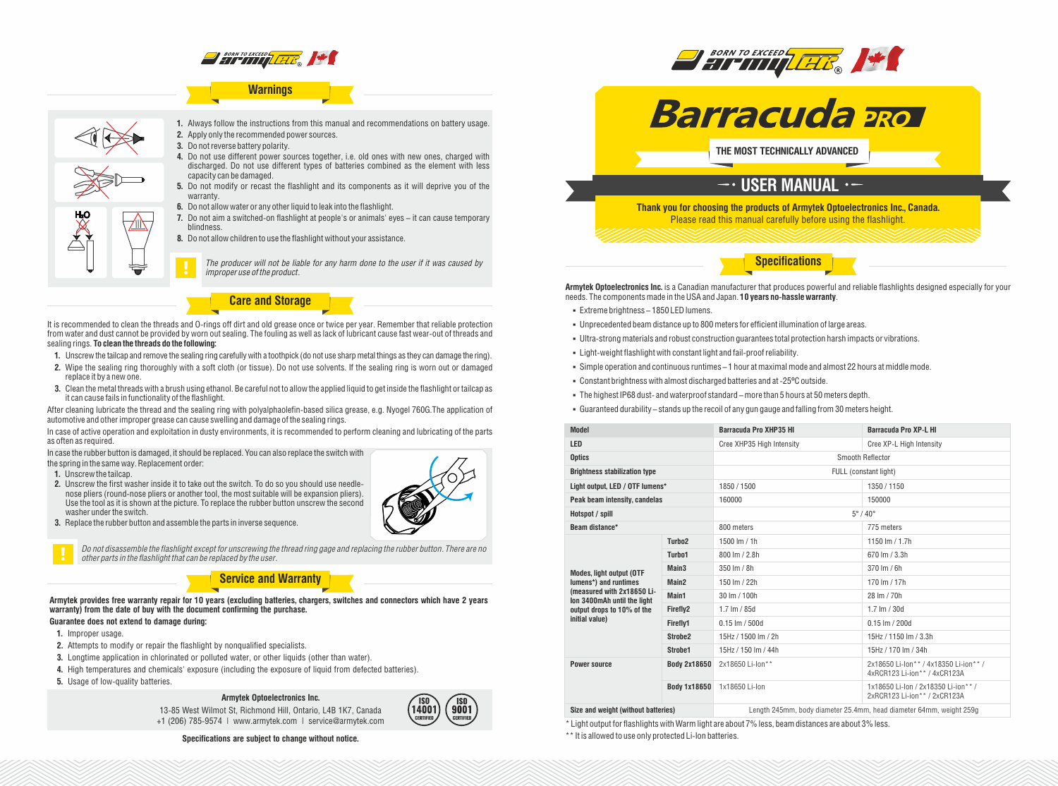# Warnings

1. Always follow the instructions from this manual and recommendations on battery usage.
2. Apply only the recommended power sources.
3. Do not reverse battery polarity.
4. Do not use different power sources together, i.e. old ones with new ones, charged with discharged. Do not use different types of batteries combined as the element with less capacity can be damaged.
5. Do not modify or recast the flashlight and its components as it will deprive you of the warranty.
6. Do not allow water or any other liquid to leak into the flashlight.
7. Do not aim a switched-on flashlight at people's or animals' eyes – it can cause temporary blindness.
8. Do not allow children to use the flashlight without your assistance.

*The producer will not be liable for any harm done to the user if it was caused by improper use of the product.*

# Care and Storage

It is recommended to clean the threads and O-rings off dirt and old grease once or twice per year. Remember that reliable protection from water and dust cannot be provided by worn out sealing. The fouling as well as lack of lubricant cause fast wear-out of threads and sealing rings. **To clean the threads do the following:**

1. Unscrew the tailcap and remove the sealing ring carefully with a toothpick (do not use sharp metal things as they can damage the ring).
2. Wipe the sealing ring thoroughly with a soft cloth (or tissue). Do not use solvents. If the sealing ring is worn out or damaged replace it by a new one.
3. Clean the metal threads with a brush using ethanol. Be careful not to allow the applied liquid to get inside the flashlight or tailcap as it can cause fails in functionality of the flashlight.

After cleaning lubricate the thread and the sealing ring with polyalphaolefin-based silica grease, e.g. Nyogel 760G.The application of automotive and other improper grease can cause swelling and damage of the sealing rings.

In case of active operation and exploitation in dusty environments, it is recommended to perform cleaning and lubricating of the parts as often as required.

In case the rubber button is damaged, it should be replaced. You can also replace the switch with the spring in the same way. Replacement order:

1. Unscrew the tailcap.
2. Unscrew the first washer inside it to take out the switch. To do so you should use needle-nose pliers (round-nose pliers or another tool, the most suitable will be expansion pliers). Use the tool as it is shown at the picture. To replace the rubber button unscrew the second washer under the switch.
3. Replace the rubber button and assemble the parts in inverse sequence.

*Do not disassemble the flashlight except for unscrewing the thread ring gage and replacing the rubber button. There are no other parts in the flashlight that can be replaced by the user.*

# Service and Warranty

**Armytek provides free warranty repair for 10 years (excluding batteries, chargers, switches and connectors which have 2 years warranty) from the date of buy with the document confirming the purchase.**

**Guarantee does not extend to damage during:**

1. Improper usage.
2. Attempts to modify or repair the flashlight by nonqualified specialists.
3. Longtime application in chlorinated or polluted water, or other liquids (other than water).
4. High temperatures and chemicals' exposure (including the exposure of liquid from defected batteries).
5. Usage of low-quality batteries.

**Armytek Optoelectronics Inc.**

13-85 West Wilmot St, Richmond Hill, Ontario, L4B 1K7, Canada
+1 (206) 785-9574 | www.armytek.com | service@armytek.com

ISO 14001 CERTIFIED | ISO 9001 CERTIFIED

**Specifications are subject to change without notice.**

BORN TO EXCEED armytek

# Barracuda PRO

**THE MOST TECHNICALLY ADVANCED**

## USER MANUAL

**Thank you for choosing the products of Armytek Optoelectronics Inc., Canada.**
Please read this manual carefully before using the flashlight.

# Specifications

**Armytek Optoelectronics Inc.** is a Canadian manufacturer that produces powerful and reliable flashlights designed especially for your needs. The components made in the USA and Japan. **10 years no-hassle warranty**.

- Extreme brightness – 1850 LED lumens.
- Unprecedented beam distance up to 800 meters for efficient illumination of large areas.
- Ultra-strong materials and robust construction guarantees total protection harsh impacts or vibrations.
- Light-weight flashlight with constant light and fail-proof reliability.
- Simple operation and continuous runtimes – 1 hour at maximal mode and almost 22 hours at middle mode.
- Constant brightness with almost discharged batteries and at -25ºC outside.
- The highest IP68 dust- and waterproof standard – more than 5 hours at 50 meters depth.
- Guaranteed durability – stands up the recoil of any gun gauge and falling from 30 meters height.

| Model | | Barracuda Pro XHP35 HI | Barracuda Pro XP-L HI |
|---|---|---|---|
| LED | | Cree XHP35 High Intensity | Cree XP-L High Intensity |
| Optics | | Smooth Reflector | |
| Brightness stabilization type | | FULL (constant light) | |
| Light output, LED / OTF lumens* | | 1850 / 1500 | 1350 / 1150 |
| Peak beam intensity, candelas | | 160000 | 150000 |
| Hotspot / spill | | 5° / 40° | |
| Beam distance* | | 800 meters | 775 meters |
| Modes, light output (OTF lumens*) and runtimes (measured with 2x18650 Li-Ion 3400mAh until the light output drops to 10% of the initial value) | Turbo2 | 1500 lm / 1h | 1150 lm / 1.7h |
| | Turbo1 | 800 lm / 2.8h | 670 lm / 3.3h |
| | Main3 | 350 lm / 8h | 370 lm / 6h |
| | Main2 | 150 lm / 22h | 170 lm / 17h |
| | Main1 | 30 lm / 100h | 28 lm / 70h |
| | Firefly2 | 1.7 lm / 85d | 1.7 lm / 30d |
| | Firefly1 | 0.15 lm / 500d | 0.15 lm / 200d |
| | Strobe2 | 15Hz / 1500 lm / 2h | 15Hz / 1150 lm / 3.3h |
| | Strobe1 | 15Hz / 150 lm / 44h | 15Hz / 170 lm / 34h |
| Power source | Body 2x18650 | 2x18650 Li-Ion** | 2x18650 Li-Ion** / 4x18350 Li-ion** / 4xRCR123 Li-ion** / 4xCR123A |
| | Body 1x18650 | 1x18650 Li-Ion | 1x18650 Li-Ion / 2x18350 Li-ion** / 2xRCR123 Li-ion** / 2xCR123A |
| Size and weight (without batteries) | | Length 245mm, body diameter 25.4mm, head diameter 64mm, weight 259g | |

\* Light output for flashlights with Warm light are about 7% less, beam distances are about 3% less.

\*\* It is allowed to use only protected Li-Ion batteries.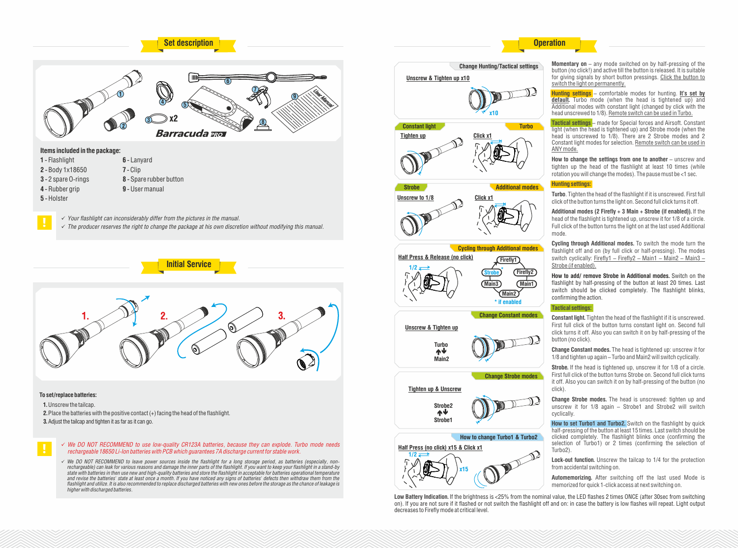## Set description

**Items included in the package:**

1 - Flashlight
2 - Body 1x18650
3 - 2 spare O-rings
4 - Rubber grip
5 - Holster
6 - Lanyard
7 - Clip
8 - Spare rubber button
9 - User manual

- ✓ *Your flashlight can inconsiderably differ from the pictures in the manual.*
- ✓ *The producer reserves the right to change the package at his own discretion without modifying this manual.*

## Initial Service

**To set/replace batteries:**

1. Unscrew the tailcap.
2. Place the batteries with the positive contact (+) facing the head of the flashlight.
3. Adjust the tailcap and tighten it as far as it can go.

- ✓ *We DO NOT RECOMMEND to use low-quality CR123A batteries, because they can explode. Turbo mode needs rechargeable 18650 Li-Ion batteries with PCB which guarantees 7A discharge current for stable work.*
- ✓ *We DO NOT RECOMMEND to leave power sources inside the flashlight for a long storage period, as batteries (especially, non-rechargeable) can leak for various reasons and damage the inner parts of the flashlight. If you want to keep your flashlight in a stand-by state with batteries in then use new and high-quality batteries and store the flashlight in acceptable for batteries operational temperature and revise the batteries' state at least once a month. If you have noticed any signs of batteries' defects then withdraw them from the flashlight and utilize. It is also recommended to replace discharged batteries with new ones before the storage as the chance of leakage is higher with discharged batteries.*

## Operation

Change Hunting/Tactical settings — Unscrew & Tighten up x10

Constant light — Tighten up; Turbo — Click x1

Strobe — Unscrew to 1/8; Additional modes — Click x1

Cycling through Additional modes — Half Press & Release (no click) 1/2: Firefly1, Firefly2, Main1, Main2, Main3, Strobe (* if enabled)

Change Constant modes — Unscrew & Tighten up: Turbo ↔ Main2

Change Strobe modes — Tighten up & Unscrew: Strobe2 ↔ Strobe1

How to change Turbo1 & Turbo2 — Half Press (no click) x15 & Click x1

**Momentary on** – any mode switched on by half-pressing of the button (no click!) and active till the button is released. It is suitable for giving signals by short button pressings. Click the button to switch the light on permanently.

**Hunting settings** – comfortable modes for hunting. **It's set by default.** Turbo mode (when the head is tightened up) and Additional modes with constant light (changed by click with the head unscrewed to 1/8). Remote switch can be used in Turbo.

**Tactical settings** – made for Special forces and Airsoft. Constant light (when the head is tightened up) and Strobe mode (when the head is unscrewed to 1/8). There are 2 Strobe modes and 2 Constant light modes for selection. Remote switch can be used in ANY mode.

**How to change the settings from one to another** – unscrew and tighten up the head of the flashlight at least 10 times (while rotation you will change the modes). The pause must be <1 sec.

### Hunting settings:

**Turbo**. Tighten the head of the flashlight if it is unscrewed. First full click of the button turns the light on. Second full click turns it off.

**Additional modes (2 Firefly + 3 Main + Strobe (if enabled)).** If the head of the flashlight is tightened up, unscrew it for 1/8 of a circle. Full click of the button turns the light on at the last used Additional mode.

**Cycling through Additional modes.** To switch the mode turn the flashlight off and on (by full click or half-pressing). The modes switch cyclically: Firefly1 – Firefly2 – Main1 – Main2 – Main3 – Strobe (if enabled).

**How to add/ remove Strobe in Additional modes.** Switch on the flashlight by half-pressing of the button at least 20 times. Last switch should be clicked completely. The flashlight blinks, confirming the action.

### Tactical settings:

**Constant light.** Tighten the head of the flashlight if it is unscrewed. First full click of the button turns constant light on. Second full click turns it off. Also you can switch it on by half-pressing of the button (no click).

**Change Constant modes.** The head is tightened up: unscrew it for 1/8 and tighten up again – Turbo and Main2 will switch cyclically.

**Strobe.** If the head is tightened up, unscrew it for 1/8 of a circle. First full click of the button turns Strobe on. Second full click turns it off. Also you can switch it on by half-pressing of the button (no click).

**Change Strobe modes.** The head is unscrewed: tighten up and unscrew it for 1/8 again – Strobe1 and Strobe2 will switch cyclically.

**How to set Turbo1 and Turbo2.** Switch on the flashlight by quick half-pressing of the button at least 15 times. Last switch should be clicked completely. The flashlight blinks once (confirming the selection of Turbo1) or 2 times (confirming the selection of Turbo2).

**Lock-out function.** Unscrew the tailcap to 1/4 for the protection from accidental switching on.

**Automemorizing.** After switching off the last used Mode is memorized for quick 1-click access at next switching on.

**Low Battery Indication.** If the brightness is <25% from the nominal value, the LED flashes 2 times ONCE (after 30sec from switching on). If you are not sure if it flashed or not switch the flashlight off and on: in case the battery is low flashes will repeat. Light output decreases to Firefly mode at critical level.